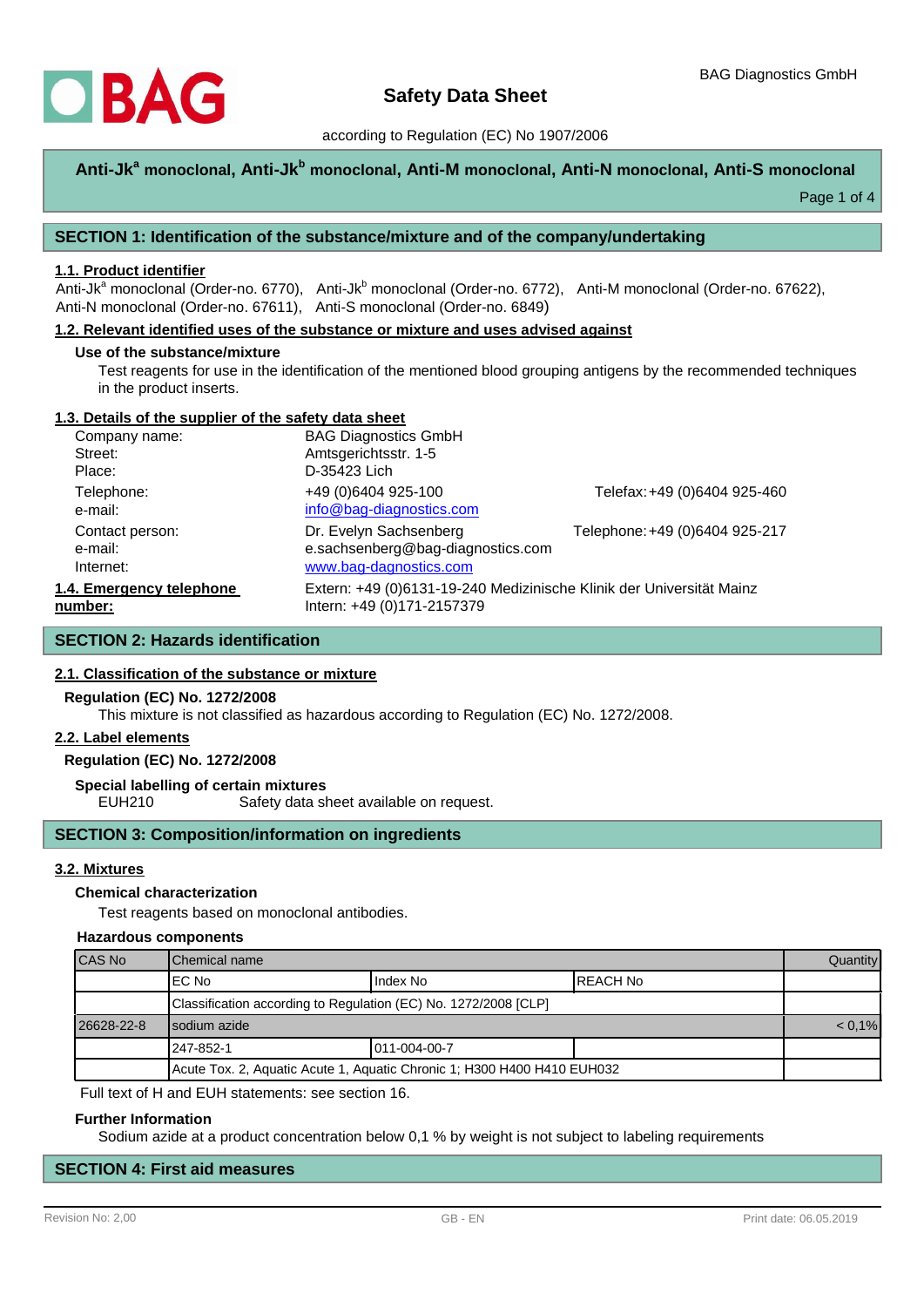BAG Diagnostics GmbH

# Safety Data Sheet

according to Regulation (EC) No 1907/2006

## Anti-Jk[a] monoclonal, Anti-Jk[b] monoclonal, Anti-M monoclonal, Anti-N monoclonal, Anti-S monoclonal

## SECTION 1: Identification of the substance/mixture and of the company/undertaking

### 1.1. Product identifier

Anti-Jk[a] monoclonal (Order-no. 6770), Anti-Jk[b] monoclonal (Order-no. 6772), Anti-M monoclonal (Order-no. 67622), Anti-N monoclonal (Order-no. 67611), Anti-S monoclonal (Order-no. 6849)

### 1.2. Relevant identified uses of the substance or mixture and uses advised against

**Use of the substance/mixture**

Test reagents for use in the identification of the mentioned blood grouping antigens by the recommended techniques in the product inserts.

### 1.3. Details of the supplier of the safety data sheet

| | | |
|---|---|---|
| Company name: | BAG Diagnostics GmbH | |
| Street: | Amtsgerichtsstr. 1-5 | |
| Place: | D-35423 Lich | |
| Telephone: | +49 (0)6404 925-100 | Telefax: +49 (0)6404 925-460 |
| e-mail: | info@bag-diagnostics.com | |
| Contact person: | Dr. Evelyn Sachsenberg | Telephone: +49 (0)6404 925-217 |
| e-mail: | e.sachsenberg@bag-diagnostics.com | |
| Internet: | www.bag-dagnostics.com | |

**1.4. Emergency telephone number:** Extern: +49 (0)6131-19-240 Medizinische Klinik der Universität Mainz
Intern: +49 (0)171-2157379

## SECTION 2: Hazards identification

### 2.1. Classification of the substance or mixture

**Regulation (EC) No. 1272/2008**

This mixture is not classified as hazardous according to Regulation (EC) No. 1272/2008.

### 2.2. Label elements

**Regulation (EC) No. 1272/2008**

**Special labelling of certain mixtures**

EUH210 Safety data sheet available on request.

## SECTION 3: Composition/information on ingredients

### 3.2. Mixtures

**Chemical characterization**

Test reagents based on monoclonal antibodies.

**Hazardous components**

| CAS No | Chemical name | | | Quantity |
|---|---|---|---|---|
| | EC No | Index No | REACH No | |
| | Classification according to Regulation (EC) No. 1272/2008 [CLP] | | | |
| 26628-22-8 | sodium azide | | | < 0,1% |
| | 247-852-1 | 011-004-00-7 | | |
| | Acute Tox. 2, Aquatic Acute 1, Aquatic Chronic 1; H300 H400 H410 EUH032 | | | |

Full text of H and EUH statements: see section 16.

**Further Information**

Sodium azide at a product concentration below 0,1 % by weight is not subject to labeling requirements

## SECTION 4: First aid measures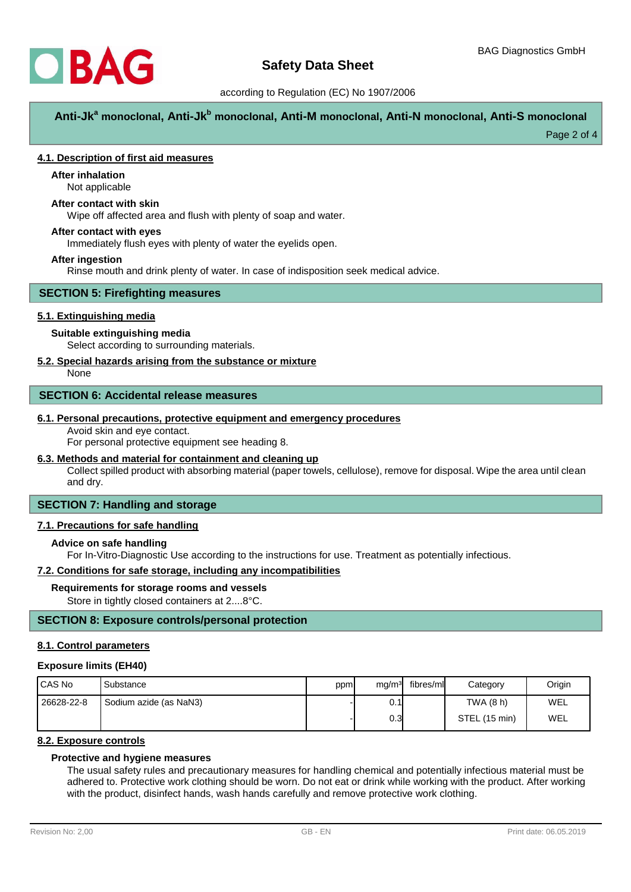#### 4.1. Description of first aid measures

**After inhalation**

Not applicable

**After contact with skin**

Wipe off affected area and flush with plenty of soap and water.

**After contact with eyes**

Immediately flush eyes with plenty of water the eyelids open.

**After ingestion**

Rinse mouth and drink plenty of water. In case of indisposition seek medical advice.

## SECTION 5: Firefighting measures

#### 5.1. Extinguishing media

**Suitable extinguishing media**

Select according to surrounding materials.

#### 5.2. Special hazards arising from the substance or mixture

None

## SECTION 6: Accidental release measures

#### 6.1. Personal precautions, protective equipment and emergency procedures

Avoid skin and eye contact.
For personal protective equipment see heading 8.

#### 6.3. Methods and material for containment and cleaning up

Collect spilled product with absorbing material (paper towels, cellulose), remove for disposal. Wipe the area until clean and dry.

## SECTION 7: Handling and storage

#### 7.1. Precautions for safe handling

**Advice on safe handling**

For In-Vitro-Diagnostic Use according to the instructions for use. Treatment as potentially infectious.

#### 7.2. Conditions for safe storage, including any incompatibilities

**Requirements for storage rooms and vessels**

Store in tightly closed containers at 2....8°C.

## SECTION 8: Exposure controls/personal protection

#### 8.1. Control parameters

**Exposure limits (EH40)**

| CAS No | Substance | ppm | mg/m³ | fibres/ml | Category | Origin |
|---|---|---|---|---|---|---|
| 26628-22-8 | Sodium azide (as $NaN_3$) | - | 0.1 | | TWA (8 h) | WEL |
| | | - | 0.3 | | STEL (15 min) | WEL |

#### 8.2. Exposure controls

**Protective and hygiene measures**

The usual safety rules and precautionary measures for handling chemical and potentially infectious material must be adhered to. Protective work clothing should be worn. Do not eat or drink while working with the product. After working with the product, disinfect hands, wash hands carefully and remove protective work clothing.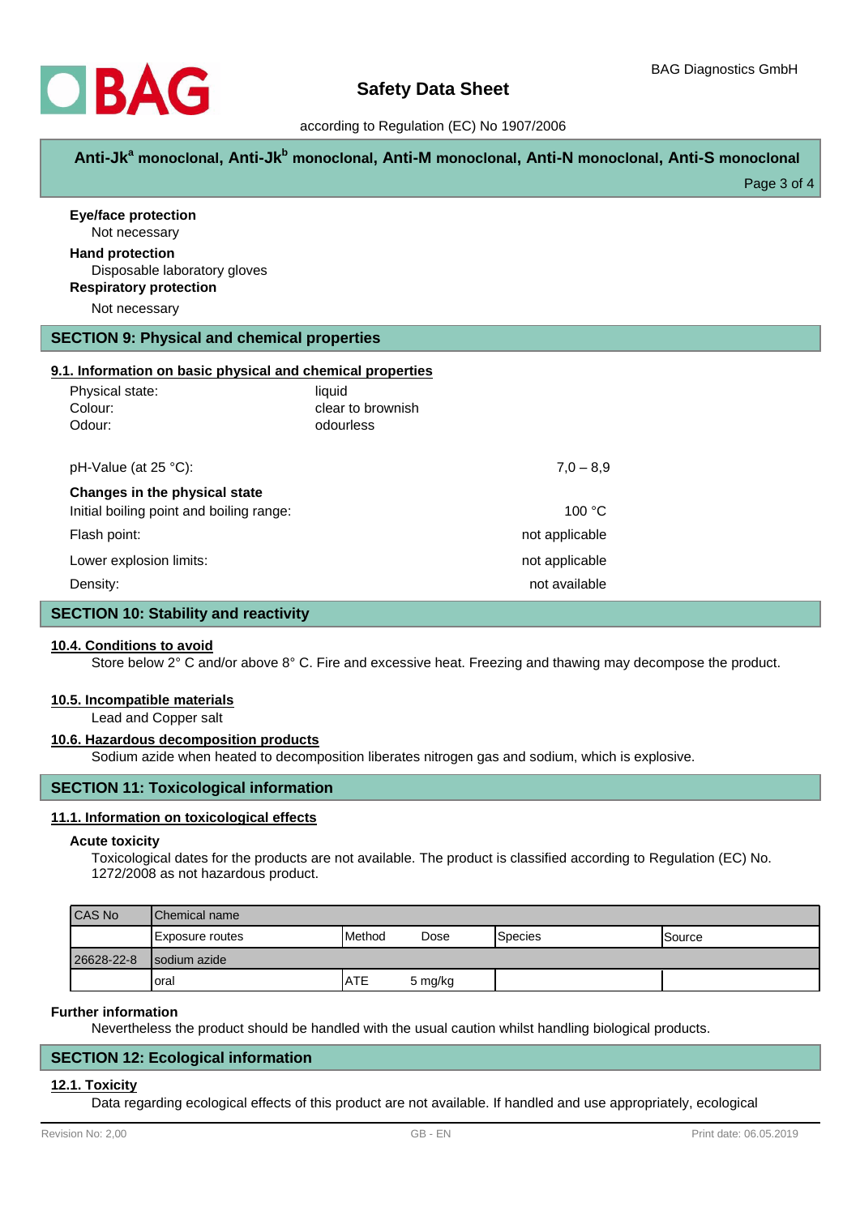**Eye/face protection**

Not necessary

**Hand protection**

Disposable laboratory gloves

**Respiratory protection**

Not necessary

## SECTION 9: Physical and chemical properties

### 9.1. Information on basic physical and chemical properties

| | |
|---|---|
| Physical state: | liquid |
| Colour: | clear to brownish |
| Odour: | odourless |

| | |
|---|---|
| pH-Value (at 25 °C): | 7,0 – 8,9 |
| **Changes in the physical state** | |
| Initial boiling point and boiling range: | 100 °C |
| Flash point: | not applicable |
| Lower explosion limits: | not applicable |
| Density: | not available |

## SECTION 10: Stability and reactivity

### 10.4. Conditions to avoid

Store below 2° C and/or above 8° C. Fire and excessive heat. Freezing and thawing may decompose the product.

### 10.5. Incompatible materials

Lead and Copper salt

### 10.6. Hazardous decomposition products

Sodium azide when heated to decomposition liberates nitrogen gas and sodium, which is explosive.

## SECTION 11: Toxicological information

### 11.1. Information on toxicological effects

**Acute toxicity**

Toxicological dates for the products are not available. The product is classified according to Regulation (EC) No. 1272/2008 as not hazardous product.

| CAS No | Chemical name | | | | |
|---|---|---|---|---|---|
| | Exposure routes | Method | Dose | Species | Source |
| 26628-22-8 | sodium azide | | | | |
| | oral | ATE | 5 mg/kg | | |

**Further information**

Nevertheless the product should be handled with the usual caution whilst handling biological products.

## SECTION 12: Ecological information

### 12.1. Toxicity

Data regarding ecological effects of this product are not available. If handled and use appropriately, ecological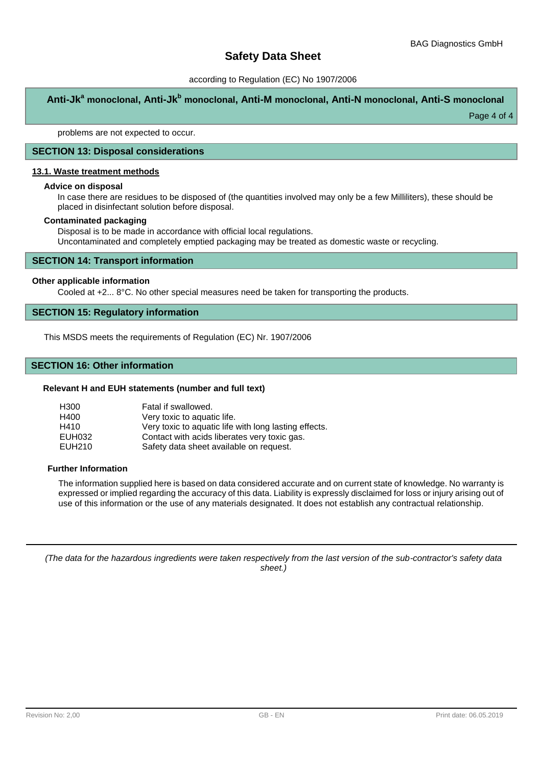problems are not expected to occur.

## SECTION 13: Disposal considerations

### 13.1. Waste treatment methods

**Advice on disposal**

In case there are residues to be disposed of (the quantities involved may only be a few Milliliters), these should be placed in disinfectant solution before disposal.

**Contaminated packaging**

Disposal is to be made in accordance with official local regulations.
Uncontaminated and completely emptied packaging may be treated as domestic waste or recycling.

## SECTION 14: Transport information

**Other applicable information**

Cooled at +2... 8°C. No other special measures need be taken for transporting the products.

## SECTION 15: Regulatory information

This MSDS meets the requirements of Regulation (EC) Nr. 1907/2006

## SECTION 16: Other information

**Relevant H and EUH statements (number and full text)**

| | |
|---|---|
| H300 | Fatal if swallowed. |
| H400 | Very toxic to aquatic life. |
| H410 | Very toxic to aquatic life with long lasting effects. |
| EUH032 | Contact with acids liberates very toxic gas. |
| EUH210 | Safety data sheet available on request. |

**Further Information**

The information supplied here is based on data considered accurate and on current state of knowledge. No warranty is expressed or implied regarding the accuracy of this data. Liability is expressly disclaimed for loss or injury arising out of use of this information or the use of any materials designated. It does not establish any contractual relationship.

---

*(The data for the hazardous ingredients were taken respectively from the last version of the sub-contractor's safety data sheet.)*